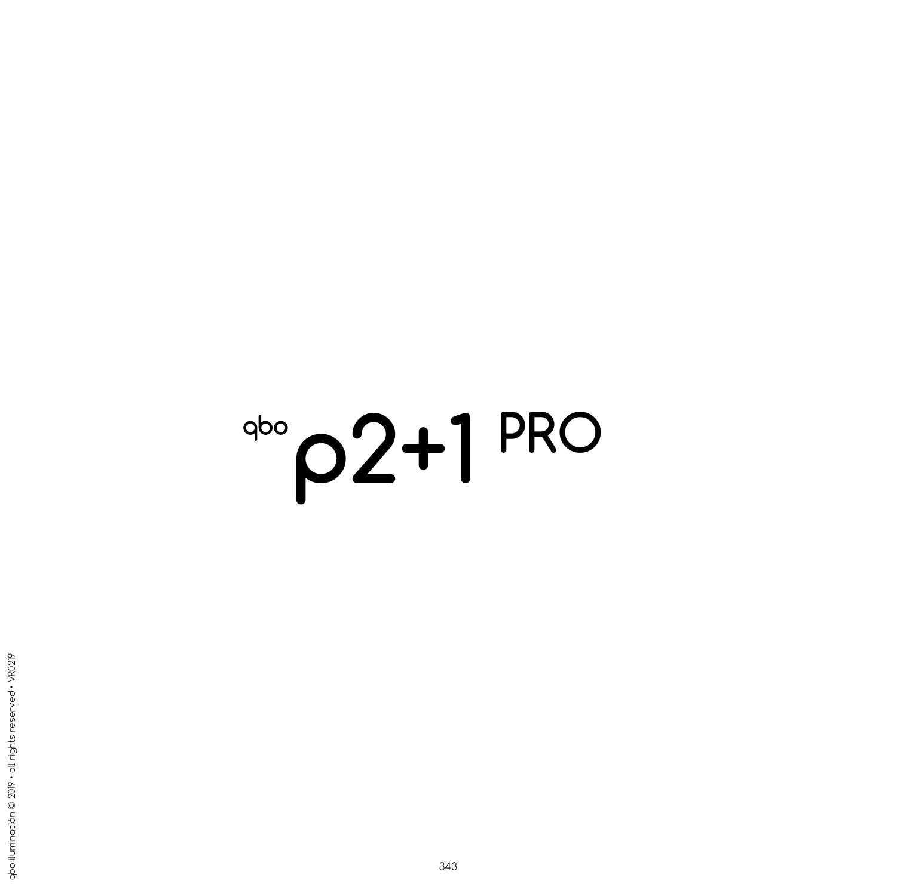# qbo p2+1 PRO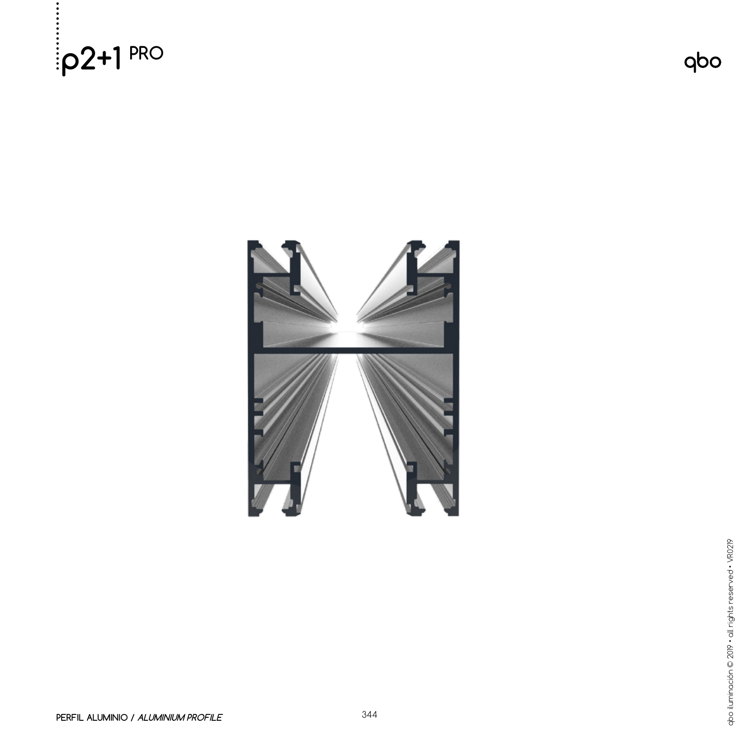# p2+1 PRO

qbo

PERFIL ALUMINIO / *ALUMINIUM PROFILE*

qbo iluminación © 2019 • all rights reserved • VR0219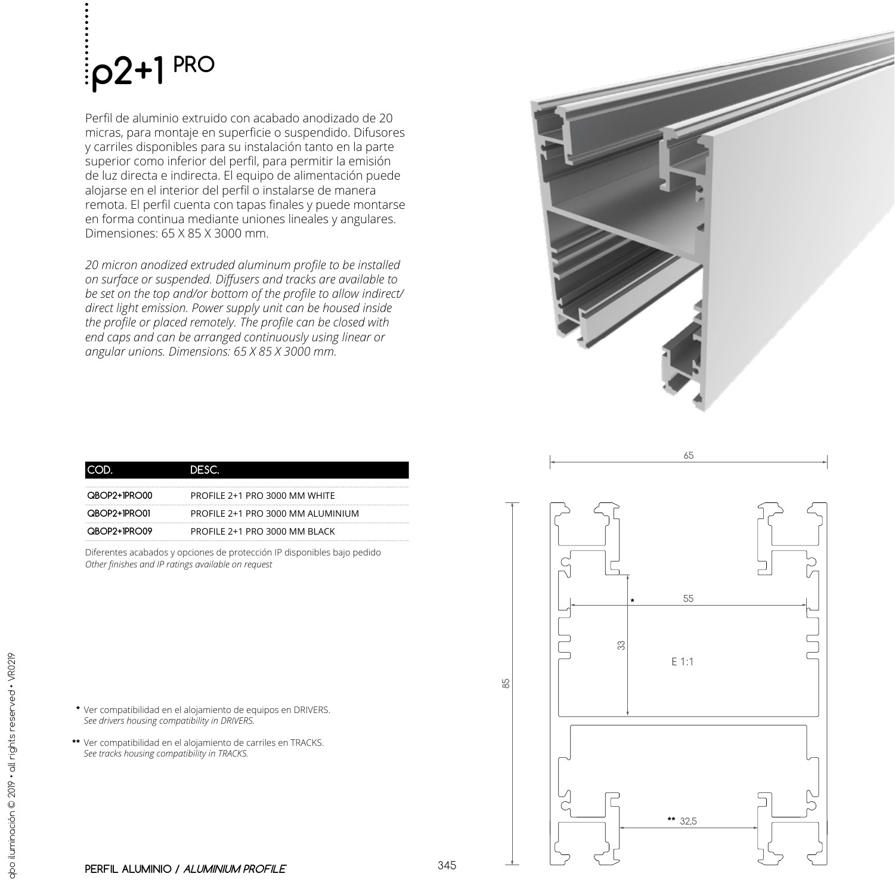# p2+1 PRO

Perfil de aluminio extruido con acabado anodizado de 20 micras, para montaje en superficie o suspendido. Difusores y carriles disponibles para su instalación tanto en la parte superior como inferior del perfil, para permitir la emisión de luz directa e indirecta. El equipo de alimentación puede alojarse en el interior del perfil o instalarse de manera remota. El perfil cuenta con tapas finales y puede montarse en forma continua mediante uniones lineales y angulares. Dimensiones: 65 X 85 X 3000 mm.

*20 micron anodized extruded aluminum profile to be installed on surface or suspended. Diffusers and tracks are available to be set on the top and/or bottom of the profile to allow indirect/ direct light emission. Power supply unit can be housed inside the profile or placed remotely. The profile can be closed with end caps and can be arranged continuously using linear or angular unions. Dimensions: 65 X 85 X 3000 mm.*

| COD. | DESC. |
| --- | --- |
| QBOP2+1PRO00 | PROFILE 2+1 PRO 3000 MM WHITE |
| QBOP2+1PRO01 | PROFILE 2+1 PRO 3000 MM ALUMINIUM |
| QBOP2+1PRO09 | PROFILE 2+1 PRO 3000 MM BLACK |

Diferentes acabados y opciones de protección IP disponibles bajo pedido
*Other finishes and IP ratings available on request*

65

55

*

33

E 1:1

85

** 32,5

\* Ver compatibilidad en el alojamiento de equipos en DRIVERS.
*See drivers housing compatibility in DRIVERS.*

\*\* Ver compatibilidad en el alojamiento de carriles en TRACKS.
*See tracks housing compatibility in TRACKS.*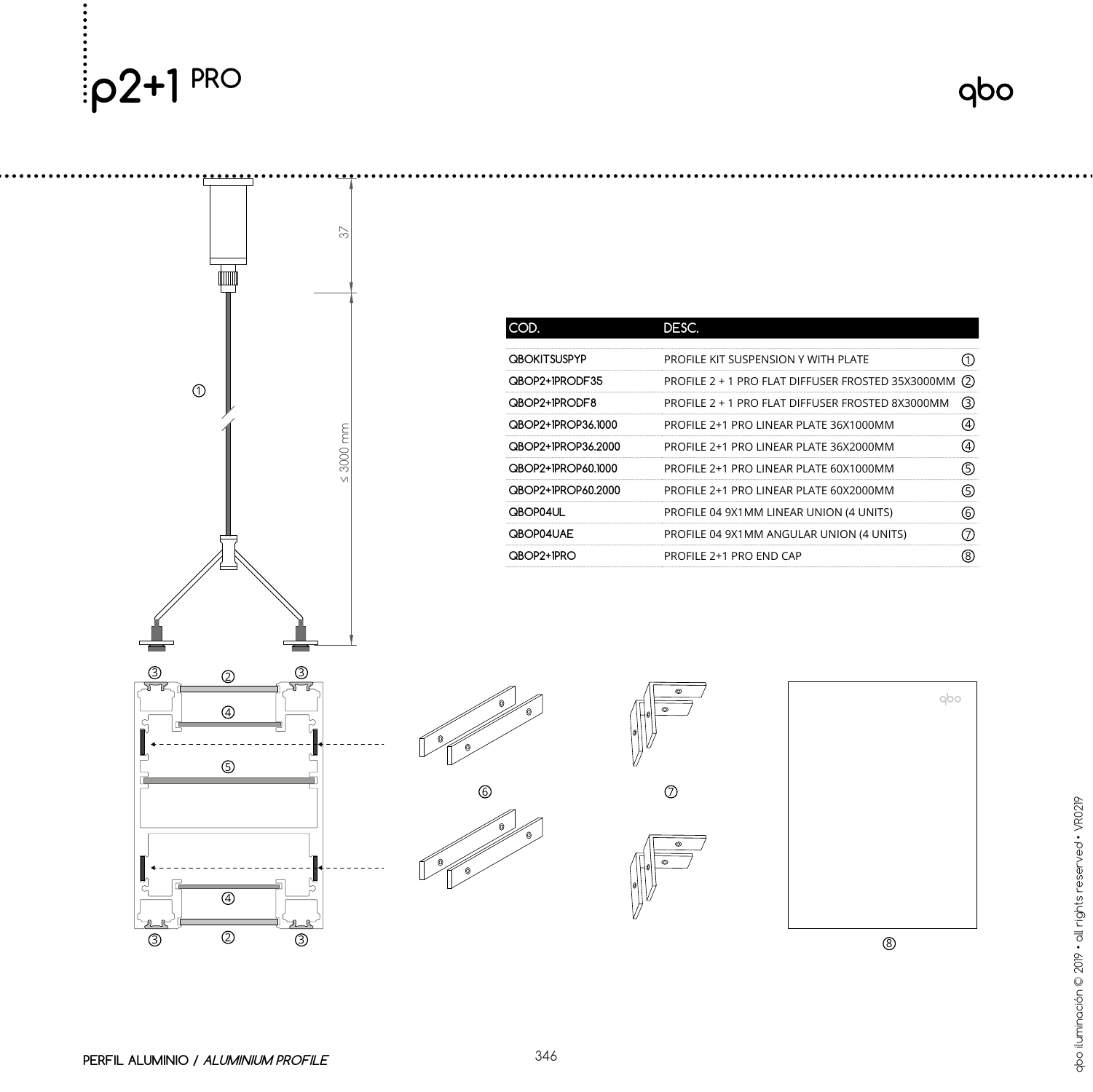# p2+1 PRO

| COD. | DESC. | |
|---|---|---|
| QBOKITSUSPYP | PROFILE KIT SUSPENSION Y WITH PLATE | ① |
| QBOP2+1PRODF35 | PROFILE 2 + 1 PRO FLAT DIFFUSER FROSTED 35X3000MM | ② |
| QBOP2+1PRODF8 | PROFILE 2 + 1 PRO FLAT DIFFUSER FROSTED 8X3000MM | ③ |
| QBOP2+1PROP36.1000 | PROFILE 2+1 PRO LINEAR PLATE 36X1000MM | ④ |
| QBOP2+1PROP36.2000 | PROFILE 2+1 PRO LINEAR PLATE 36X2000MM | ④ |
| QBOP2+1PROP60.1000 | PROFILE 2+1 PRO LINEAR PLATE 60X1000MM | ⑤ |
| QBOP2+1PROP60.2000 | PROFILE 2+1 PRO LINEAR PLATE 60X2000MM | ⑤ |
| QBOP04UL | PROFILE 04 9X1MM LINEAR UNION (4 UNITS) | ⑥ |
| QBOP04UAE | PROFILE 04 9X1MM ANGULAR UNION (4 UNITS) | ⑦ |
| QBOP2+1PRO | PROFILE 2+1 PRO END CAP | ⑧ |

PERFIL ALUMINIO / *ALUMINIUM PROFILE*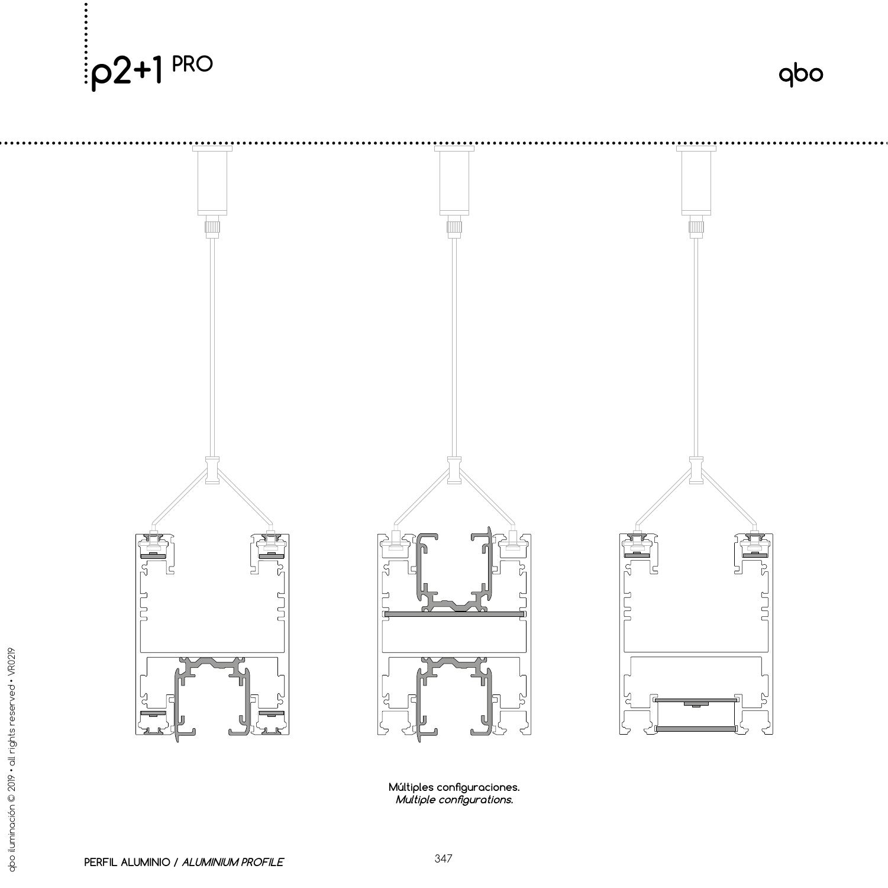Múltiples configuraciones.
*Multiple configurations.*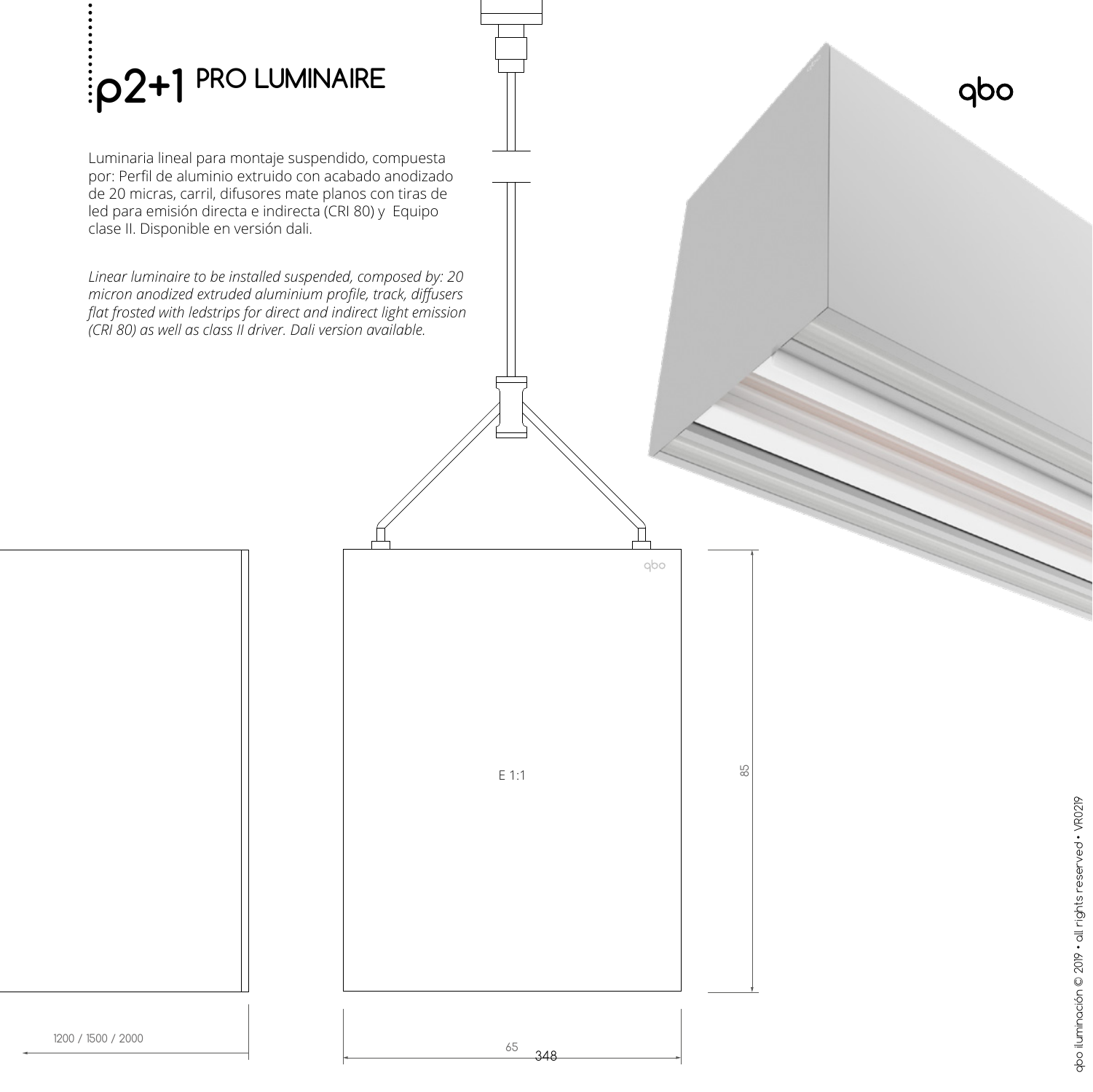# p2+1 PRO LUMINAIRE

qbo

Luminaria lineal para montaje suspendido, compuesta por: Perfil de aluminio extruido con acabado anodizado de 20 micras, carril, difusores mate planos con tiras de led para emisión directa e indirecta (CRI 80) y Equipo clase II. Disponible en versión dali.

*Linear luminaire to be installed suspended, composed by: 20 micron anodized extruded aluminium profile, track, diffusers flat frosted with ledstrips for direct and indirect light emission (CRI 80) as well as class II driver. Dali version available.*

E 1:1

85

1200 / 1500 / 2000

65

348

qbo iluminación © 2019 • all rights reserved • VR0219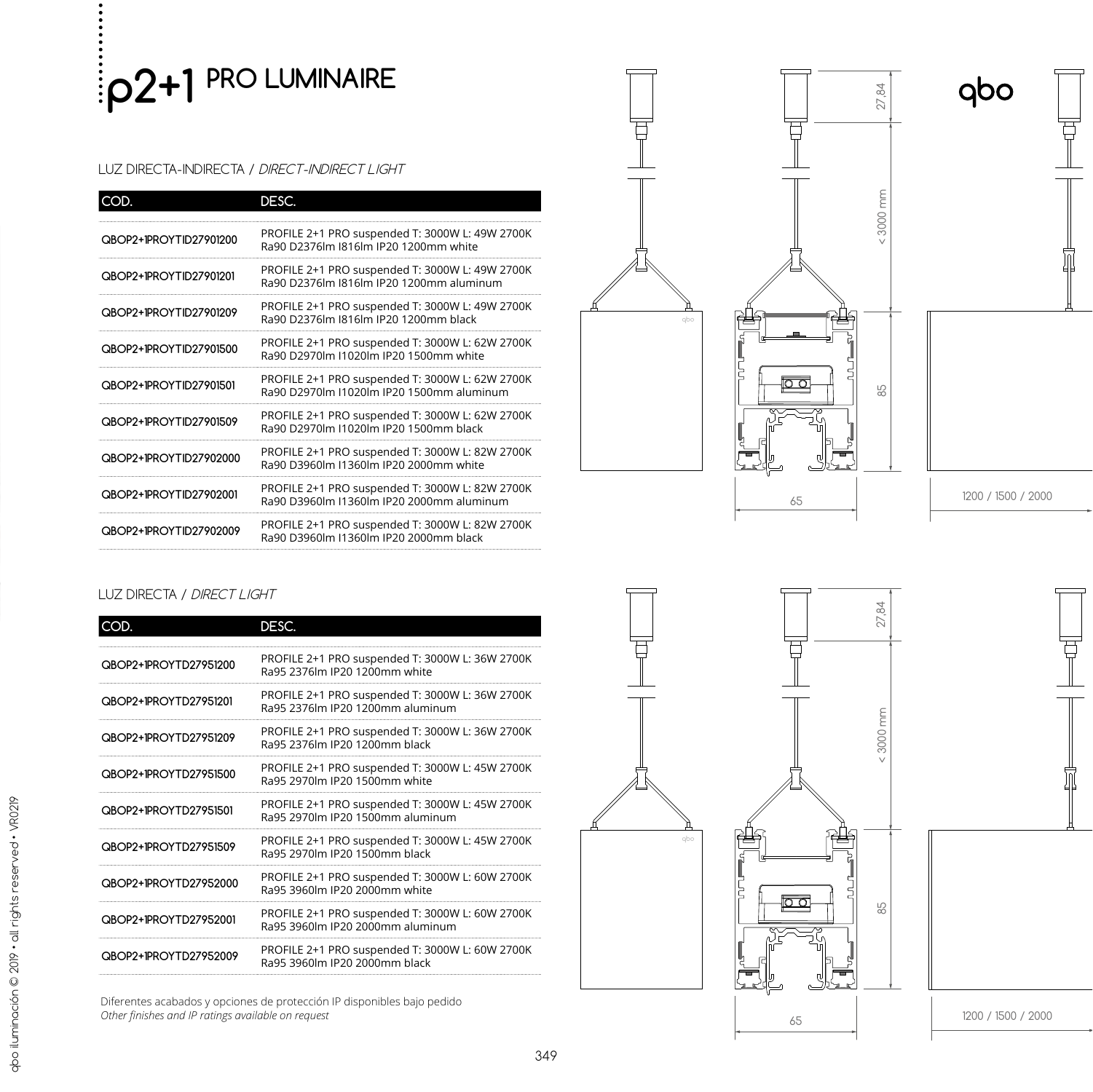# p2+1 PRO LUMINAIRE

LUZ DIRECTA-INDIRECTA / *DIRECT-INDIRECT LIGHT*

| COD. | DESC. |
|---|---|
| QBOP2+1PROYTID27901200 | PROFILE 2+1 PRO suspended T: 3000W L: 49W 2700K Ra90 D2376lm I816lm IP20 1200mm white |
| QBOP2+1PROYTID27901201 | PROFILE 2+1 PRO suspended T: 3000W L: 49W 2700K Ra90 D2376lm I816lm IP20 1200mm aluminum |
| QBOP2+1PROYTID27901209 | PROFILE 2+1 PRO suspended T: 3000W L: 49W 2700K Ra90 D2376lm I816lm IP20 1200mm black |
| QBOP2+1PROYTID27901500 | PROFILE 2+1 PRO suspended T: 3000W L: 62W 2700K Ra90 D2970lm I1020lm IP20 1500mm white |
| QBOP2+1PROYTID27901501 | PROFILE 2+1 PRO suspended T: 3000W L: 62W 2700K Ra90 D2970lm I1020lm IP20 1500mm aluminum |
| QBOP2+1PROYTID27901509 | PROFILE 2+1 PRO suspended T: 3000W L: 62W 2700K Ra90 D2970lm I1020lm IP20 1500mm black |
| QBOP2+1PROYTID27902000 | PROFILE 2+1 PRO suspended T: 3000W L: 82W 2700K Ra90 D3960lm I1360lm IP20 2000mm white |
| QBOP2+1PROYTID27902001 | PROFILE 2+1 PRO suspended T: 3000W L: 82W 2700K Ra90 D3960lm I1360lm IP20 2000mm aluminum |
| QBOP2+1PROYTID27902009 | PROFILE 2+1 PRO suspended T: 3000W L: 82W 2700K Ra90 D3960lm I1360lm IP20 2000mm black |

27,84

< 3000 mm

85

65

1200 / 1500 / 2000

LUZ DIRECTA / *DIRECT LIGHT*

| COD. | DESC. |
|---|---|
| QBOP2+1PROYTD27951200 | PROFILE 2+1 PRO suspended T: 3000W L: 36W 2700K Ra95 2376lm IP20 1200mm white |
| QBOP2+1PROYTD27951201 | PROFILE 2+1 PRO suspended T: 3000W L: 36W 2700K Ra95 2376lm IP20 1200mm aluminum |
| QBOP2+1PROYTD27951209 | PROFILE 2+1 PRO suspended T: 3000W L: 36W 2700K Ra95 2376lm IP20 1200mm black |
| QBOP2+1PROYTD27951500 | PROFILE 2+1 PRO suspended T: 3000W L: 45W 2700K Ra95 2970lm IP20 1500mm white |
| QBOP2+1PROYTD27951501 | PROFILE 2+1 PRO suspended T: 3000W L: 45W 2700K Ra95 2970lm IP20 1500mm aluminum |
| QBOP2+1PROYTD27951509 | PROFILE 2+1 PRO suspended T: 3000W L: 45W 2700K Ra95 2970lm IP20 1500mm black |
| QBOP2+1PROYTD27952000 | PROFILE 2+1 PRO suspended T: 3000W L: 60W 2700K Ra95 3960lm IP20 2000mm white |
| QBOP2+1PROYTD27952001 | PROFILE 2+1 PRO suspended T: 3000W L: 60W 2700K Ra95 3960lm IP20 2000mm aluminum |
| QBOP2+1PROYTD27952009 | PROFILE 2+1 PRO suspended T: 3000W L: 60W 2700K Ra95 3960lm IP20 2000mm black |

27,84

< 3000 mm

85

65

1200 / 1500 / 2000

Diferentes acabados y opciones de protección IP disponibles bajo pedido
*Other finishes and IP ratings available on request*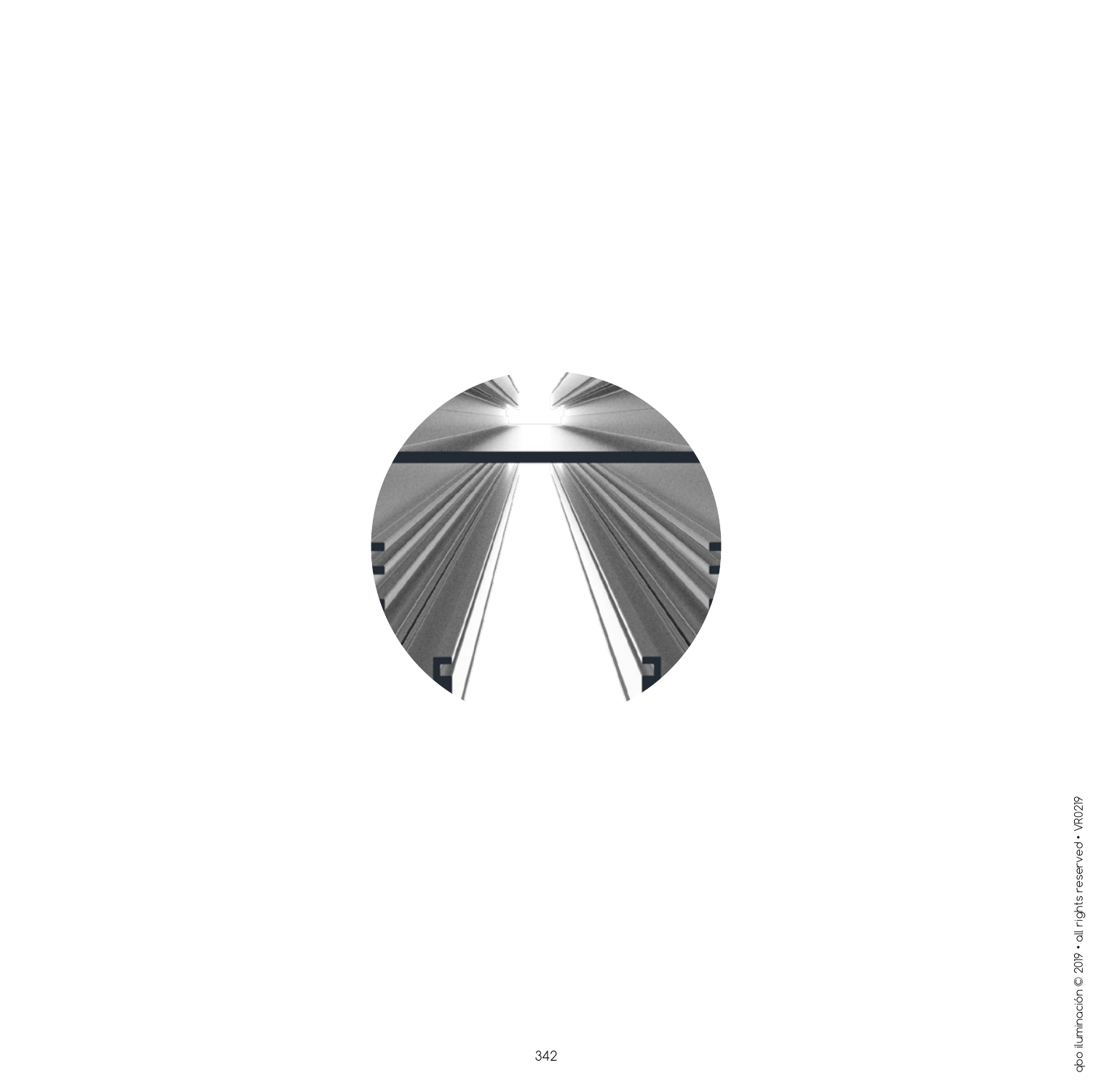qbo iluminación © 2019 • all rights reserved • VR0219